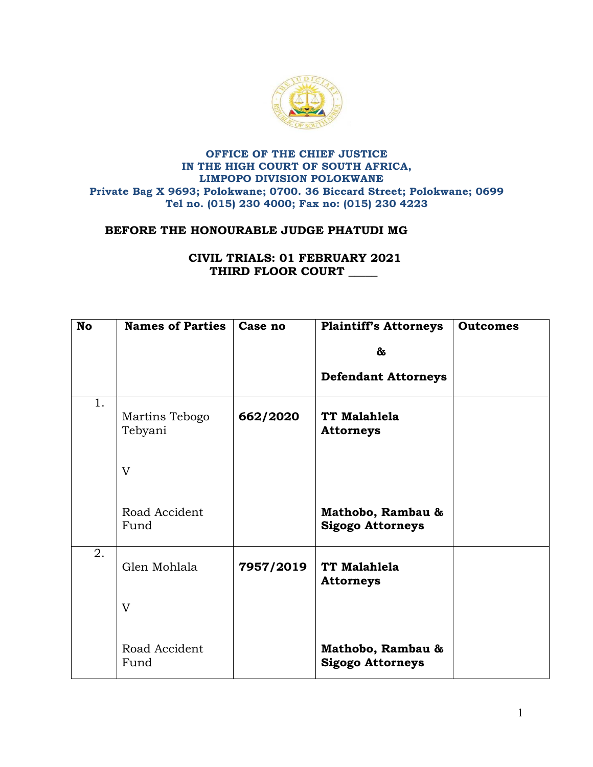**OFFICE OF THE CHIEF JUSTICE**
**IN THE HIGH COURT OF SOUTH AFRICA,**
**LIMPOPO DIVISION POLOKWANE**
**Private Bag X 9693; Polokwane; 0700. 36 Biccard Street; Polokwane; 0699**
**Tel no. (015) 230 4000; Fax no: (015) 230 4223**

**BEFORE THE HONOURABLE JUDGE PHATUDI MG**

**CIVIL TRIALS: 01 FEBRUARY 2021**
**THIRD FLOOR COURT \_\_\_\_\_**

| No | Names of Parties | Case no | Plaintiff's Attorneys & Defendant Attorneys | Outcomes |
|---|---|---|---|---|
| 1. | Martins Tebogo Tebyani V Road Accident Fund | **662/2020** | **TT Malahlela Attorneys** / **Mathobo, Rambau & Sigogo Attorneys** | |
| 2. | Glen Mohlala V Road Accident Fund | **7957/2019** | **TT Malahlela Attorneys** / **Mathobo, Rambau & Sigogo Attorneys** | |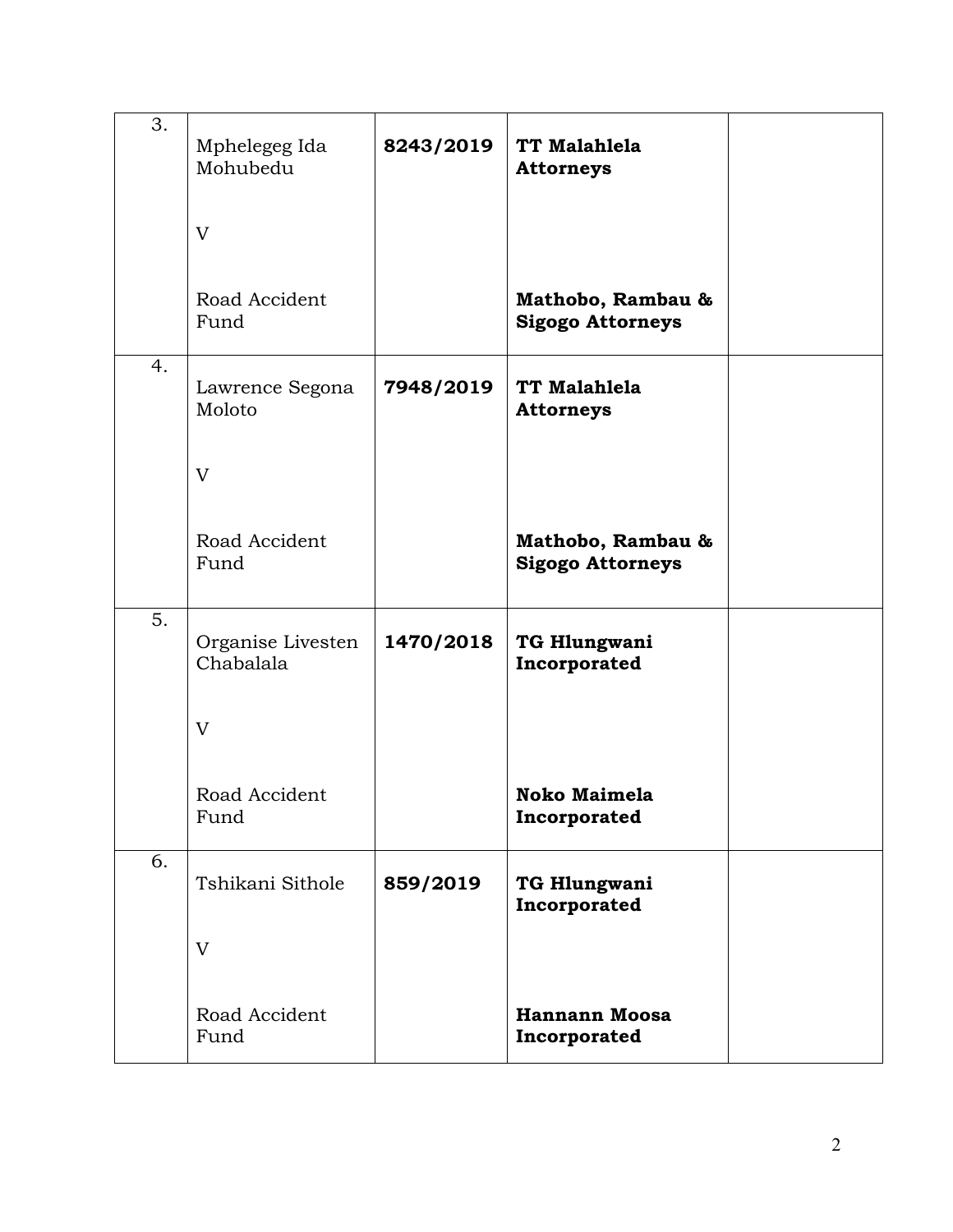| | | | | |
|---|---|---|---|---|
| 3. | Mphelegeg Ida Mohubedu<br><br>V<br><br>Road Accident Fund | **8243/2019** | **TT Malahlela Attorneys**<br><br><br><br>**Mathobo, Rambau & Sigogo Attorneys** | |
| 4. | Lawrence Segona Moloto<br><br>V<br><br>Road Accident Fund | **7948/2019** | **TT Malahlela Attorneys**<br><br><br><br>**Mathobo, Rambau & Sigogo Attorneys** | |
| 5. | Organise Livesten Chabalala<br><br>V<br><br>Road Accident Fund | **1470/2018** | **TG Hlungwani Incorporated**<br><br><br><br>**Noko Maimela Incorporated** | |
| 6. | Tshikani Sithole<br><br>V<br><br>Road Accident Fund | **859/2019** | **TG Hlungwani Incorporated**<br><br><br><br>**Hannann Moosa Incorporated** | |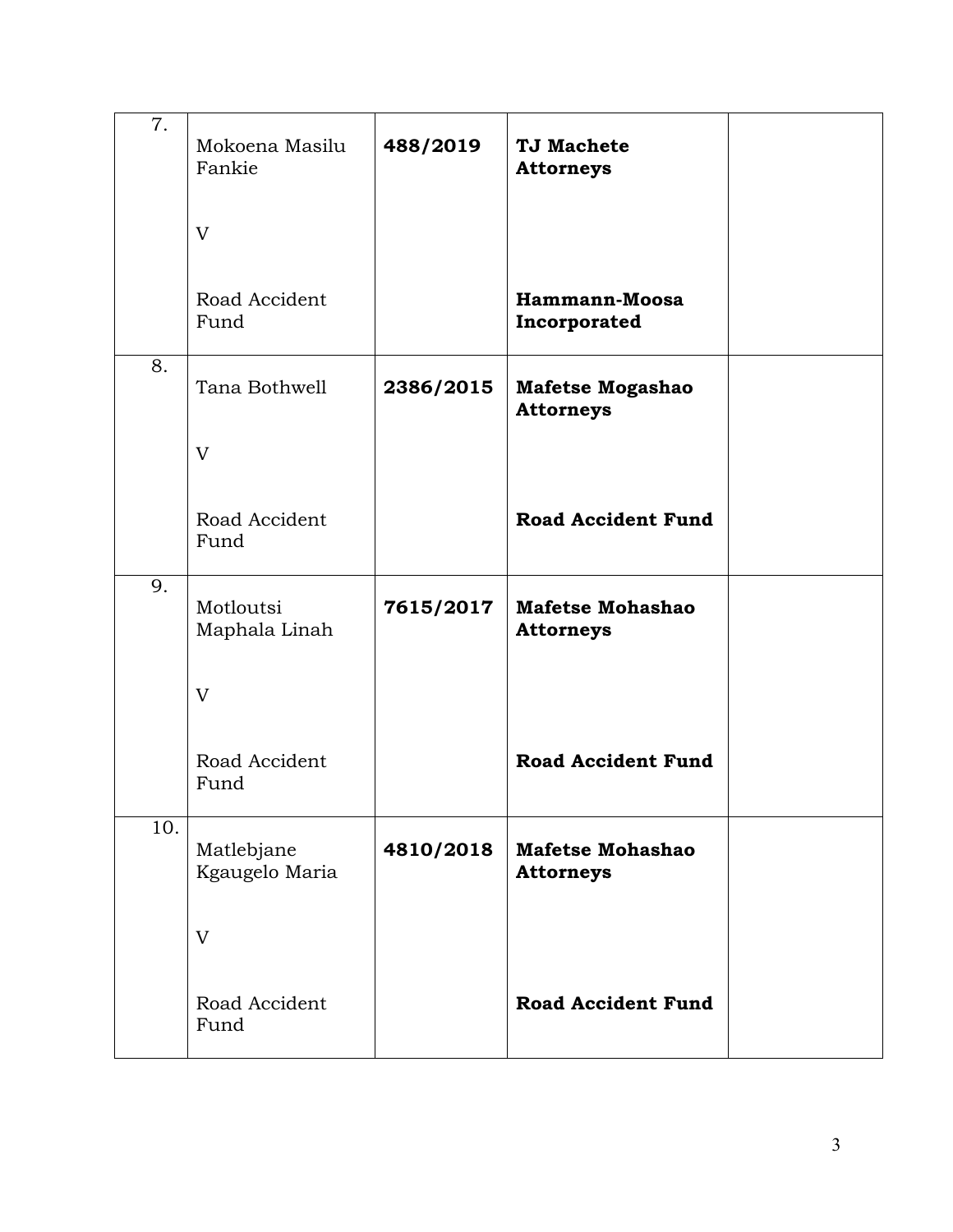| 7. | Mokoena Masilu Fankie<br><br>V<br><br>Road Accident Fund | **488/2019** | **TJ Machete Attorneys**<br><br><br><br>**Hammann-Moosa Incorporated** | |
|---|---|---|---|---|
| 8. | Tana Bothwell<br><br>V<br><br>Road Accident Fund | **2386/2015** | **Mafetse Mogashao Attorneys**<br><br><br><br>**Road Accident Fund** | |
| 9. | Motloutsi Maphala Linah<br><br>V<br><br>Road Accident Fund | **7615/2017** | **Mafetse Mohashao Attorneys**<br><br><br><br>**Road Accident Fund** | |
| 10. | Matlebjane Kgaugelo Maria<br><br>V<br><br>Road Accident Fund | **4810/2018** | **Mafetse Mohashao Attorneys**<br><br><br><br>**Road Accident Fund** | |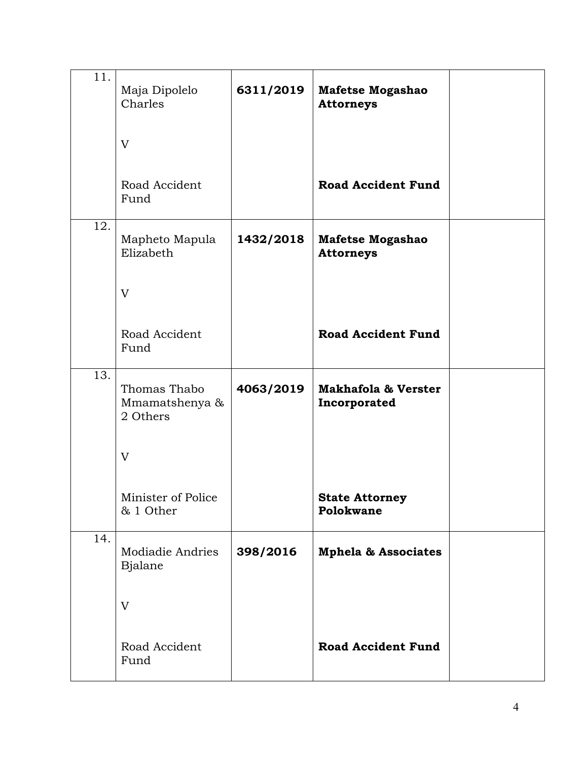| | | | | |
|---|---|---|---|---|
| 11. | Maja Dipolelo Charles<br><br>V<br><br>Road Accident Fund | **6311/2019** | **Mafetse Mogashao Attorneys**<br><br><br><br>**Road Accident Fund** | |
| 12. | Mapheto Mapula Elizabeth<br><br>V<br><br>Road Accident Fund | **1432/2018** | **Mafetse Mogashao Attorneys**<br><br><br><br>**Road Accident Fund** | |
| 13. | Thomas Thabo Mmamatshenya & 2 Others<br><br>V<br><br>Minister of Police & 1 Other | **4063/2019** | **Makhafola & Verster Incorporated**<br><br><br><br>**State Attorney Polokwane** | |
| 14. | Modiadie Andries Bjalane<br><br>V<br><br>Road Accident Fund | **398/2016** | **Mphela & Associates**<br><br><br><br>**Road Accident Fund** | |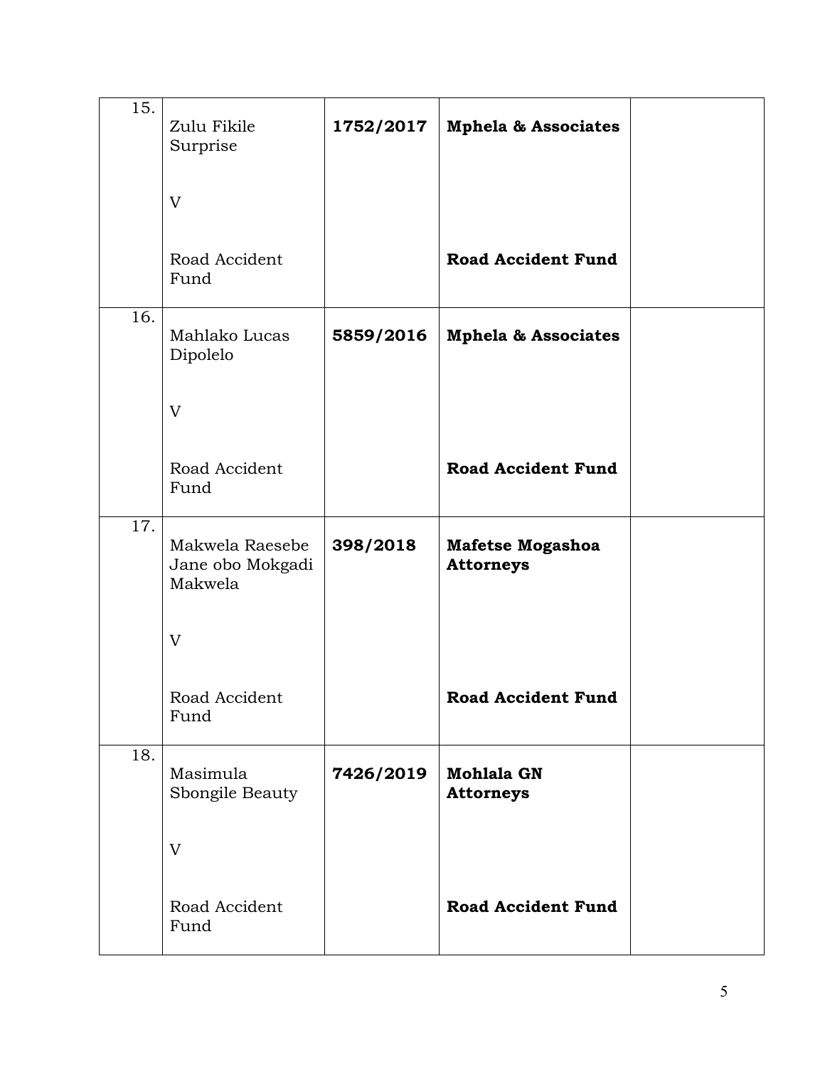| | | | | |
|---|---|---|---|---|
| 15. | Zulu Fikile Surprise<br><br>V<br><br>Road Accident Fund | **1752/2017** | **Mphela & Associates**<br><br><br><br>**Road Accident Fund** | |
| 16. | Mahlako Lucas Dipolelo<br><br>V<br><br>Road Accident Fund | **5859/2016** | **Mphela & Associates**<br><br><br><br>**Road Accident Fund** | |
| 17. | Makwela Raesebe Jane obo Mokgadi Makwela<br><br>V<br><br>Road Accident Fund | **398/2018** | **Mafetse Mogashoa Attorneys**<br><br><br><br>**Road Accident Fund** | |
| 18. | Masimula Sbongile Beauty<br><br>V<br><br>Road Accident Fund | **7426/2019** | **Mohlala GN Attorneys**<br><br><br><br>**Road Accident Fund** | |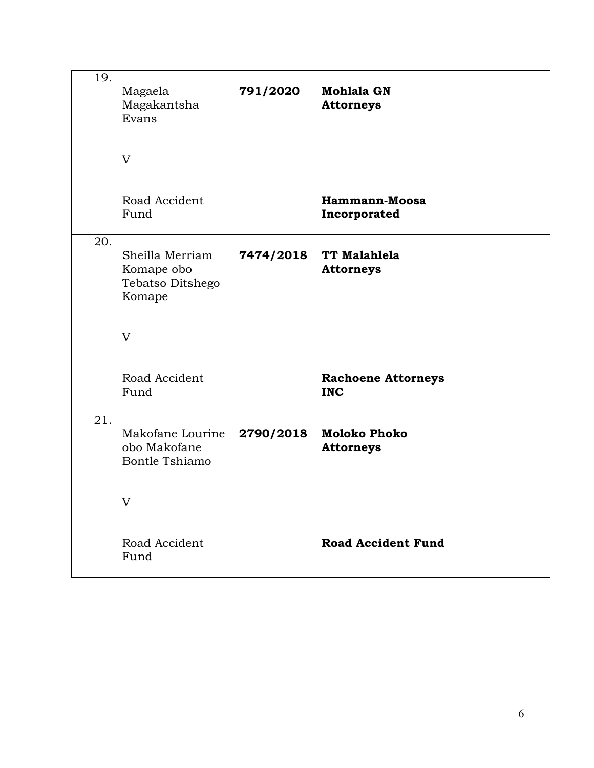| | | | | |
|---|---|---|---|---|
| 19. | Magaela Magakantsha Evans<br><br>V<br><br>Road Accident Fund | **791/2020** | **Mohlala GN Attorneys**<br><br><br><br>**Hammann-Moosa Incorporated** | |
| 20. | Sheilla Merriam Komape obo Tebatso Ditshego Komape<br><br>V<br><br>Road Accident Fund | **7474/2018** | **TT Malahlela Attorneys**<br><br><br><br>**Rachoene Attorneys INC** | |
| 21. | Makofane Lourine obo Makofane Bontle Tshiamo<br><br>V<br><br>Road Accident Fund | **2790/2018** | **Moloko Phoko Attorneys**<br><br><br><br>**Road Accident Fund** | |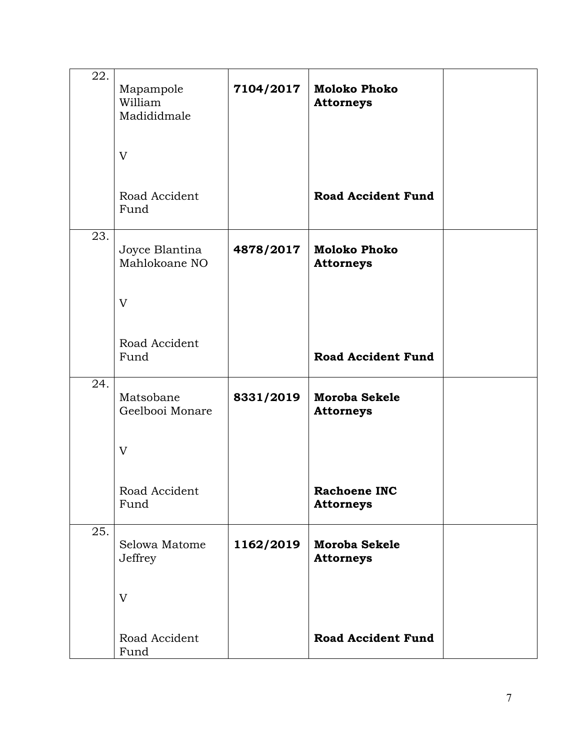| | | | | |
|---|---|---|---|---|
| 22. | Mapampole William Madididmale<br><br>V<br><br>Road Accident Fund | **7104/2017** | **Moloko Phoko Attorneys**<br><br><br><br>**Road Accident Fund** | |
| 23. | Joyce Blantina Mahlokoane NO<br><br>V<br><br>Road Accident Fund | **4878/2017** | **Moloko Phoko Attorneys**<br><br><br><br>**Road Accident Fund** | |
| 24. | Matsobane Geelbooi Monare<br><br>V<br><br>Road Accident Fund | **8331/2019** | **Moroba Sekele Attorneys**<br><br><br><br>**Rachoene INC Attorneys** | |
| 25. | Selowa Matome Jeffrey<br><br>V<br><br>Road Accident Fund | **1162/2019** | **Moroba Sekele Attorneys**<br><br><br><br>**Road Accident Fund** | |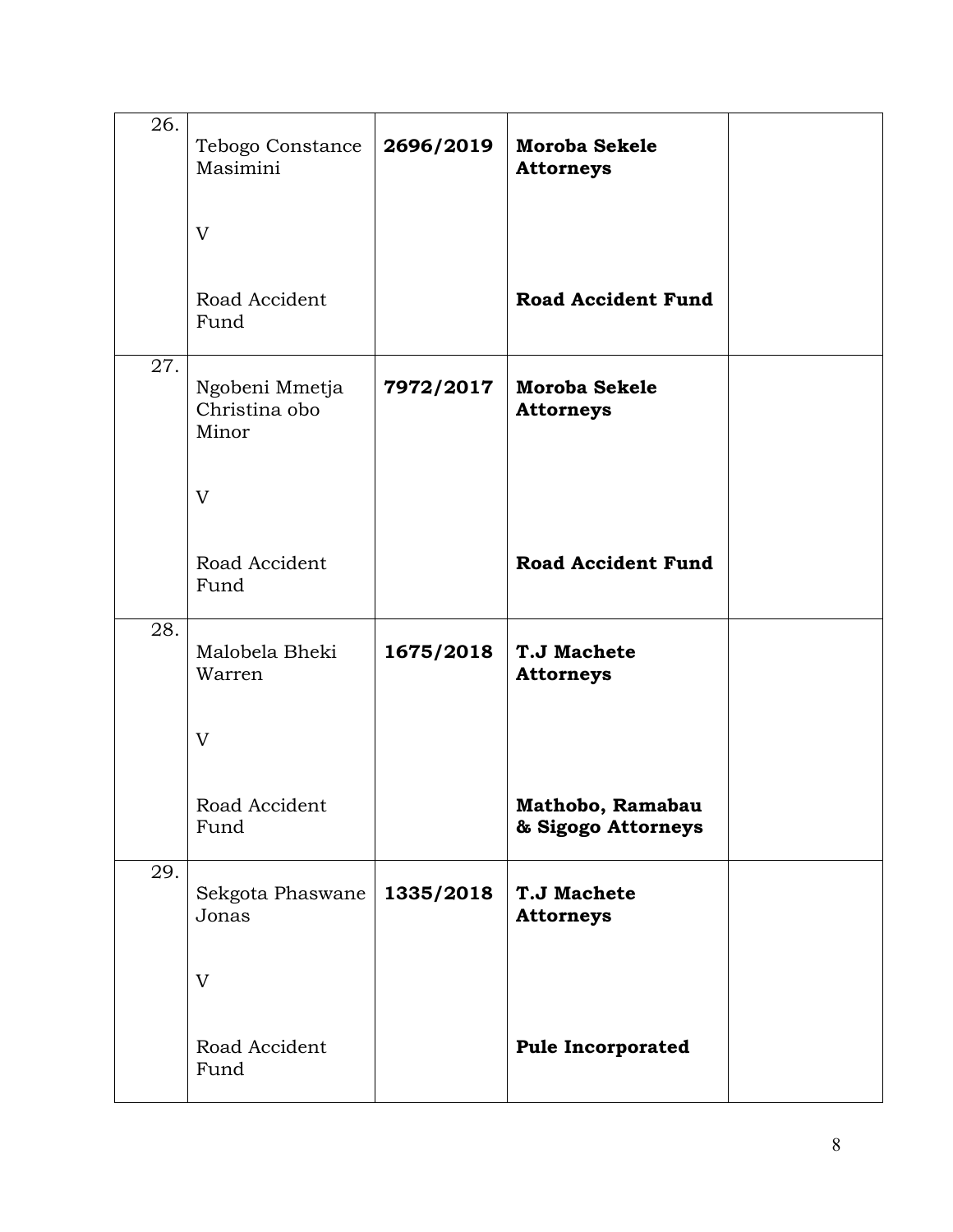| | | | | |
|---|---|---|---|---|
| 26. | Tebogo Constance Masimini<br><br>V<br><br>Road Accident Fund | **2696/2019** | **Moroba Sekele Attorneys**<br><br><br><br>**Road Accident Fund** | |
| 27. | Ngobeni Mmetja Christina obo Minor<br><br>V<br><br>Road Accident Fund | **7972/2017** | **Moroba Sekele Attorneys**<br><br><br><br>**Road Accident Fund** | |
| 28. | Malobela Bheki Warren<br><br>V<br><br>Road Accident Fund | **1675/2018** | **T.J Machete Attorneys**<br><br><br><br>**Mathobo, Ramabau & Sigogo Attorneys** | |
| 29. | Sekgota Phaswane Jonas<br><br>V<br><br>Road Accident Fund | **1335/2018** | **T.J Machete Attorneys**<br><br><br><br>**Pule Incorporated** | |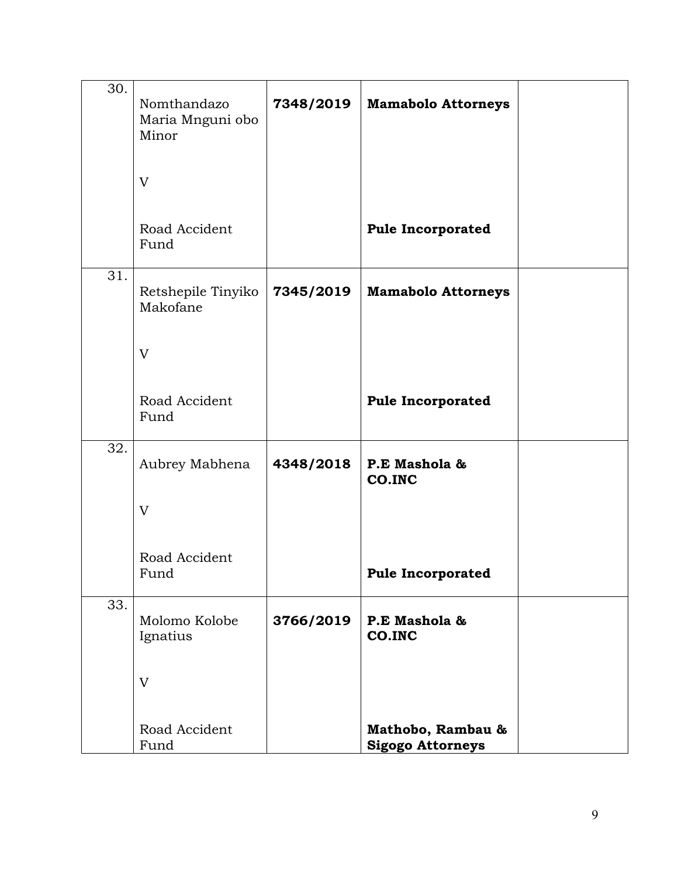| | | | | |
|---|---|---|---|---|
| 30. | Nomthandazo Maria Mnguni obo Minor<br><br>V<br><br>Road Accident Fund | **7348/2019** | **Mamabolo Attorneys**<br><br><br><br>**Pule Incorporated** | |
| 31. | Retshepile Tinyiko Makofane<br><br>V<br><br>Road Accident Fund | **7345/2019** | **Mamabolo Attorneys**<br><br><br><br>**Pule Incorporated** | |
| 32. | Aubrey Mabhena<br><br>V<br><br>Road Accident Fund | **4348/2018** | **P.E Mashola & CO.INC**<br><br><br><br>**Pule Incorporated** | |
| 33. | Molomo Kolobe Ignatius<br><br>V<br><br>Road Accident Fund | **3766/2019** | **P.E Mashola & CO.INC**<br><br><br><br>**Mathobo, Rambau & Sigogo Attorneys** | |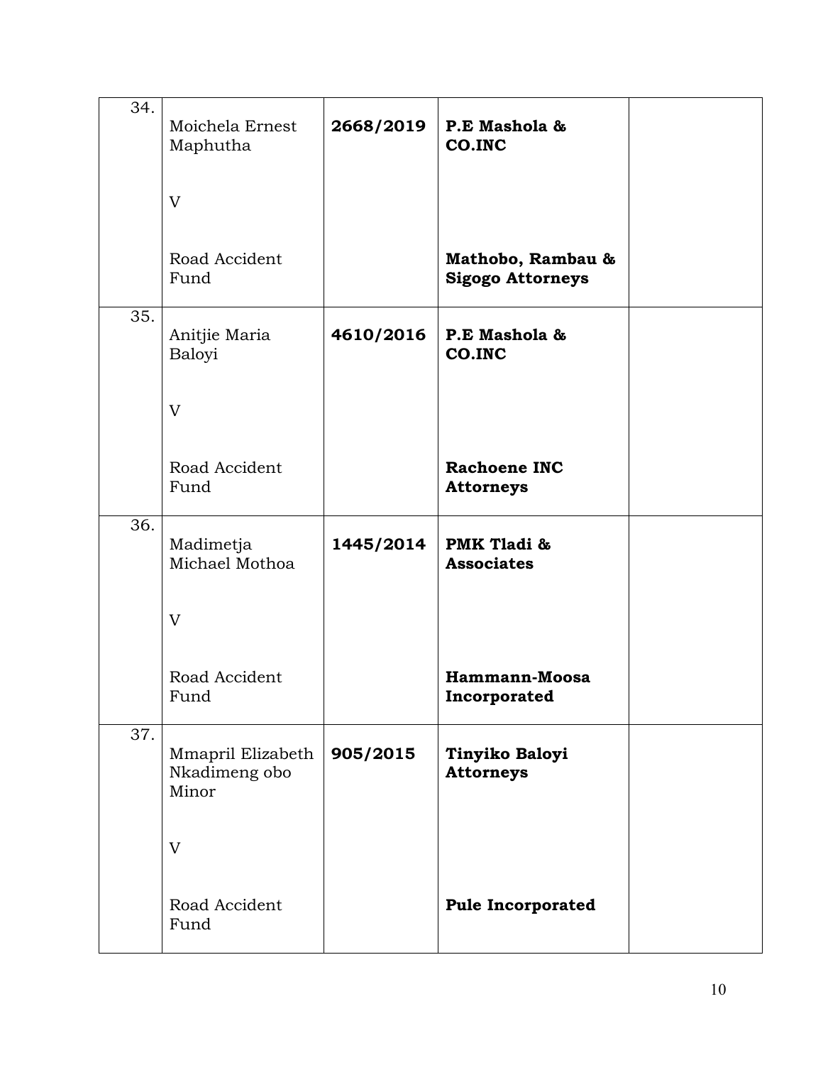| | | | | |
|---|---|---|---|---|
| 34. | Moichela Ernest Maphutha<br><br>V<br><br>Road Accident Fund | **2668/2019** | **P.E Mashola & CO.INC**<br><br><br><br>**Mathobo, Rambau & Sigogo Attorneys** | |
| 35. | Anitjie Maria Baloyi<br><br>V<br><br>Road Accident Fund | **4610/2016** | **P.E Mashola & CO.INC**<br><br><br><br>**Rachoene INC Attorneys** | |
| 36. | Madimetja Michael Mothoa<br><br>V<br><br>Road Accident Fund | **1445/2014** | **PMK Tladi & Associates**<br><br><br><br>**Hammann-Moosa Incorporated** | |
| 37. | Mmapril Elizabeth Nkadimeng obo Minor<br><br>V<br><br>Road Accident Fund | **905/2015** | **Tinyiko Baloyi Attorneys**<br><br><br><br>**Pule Incorporated** | |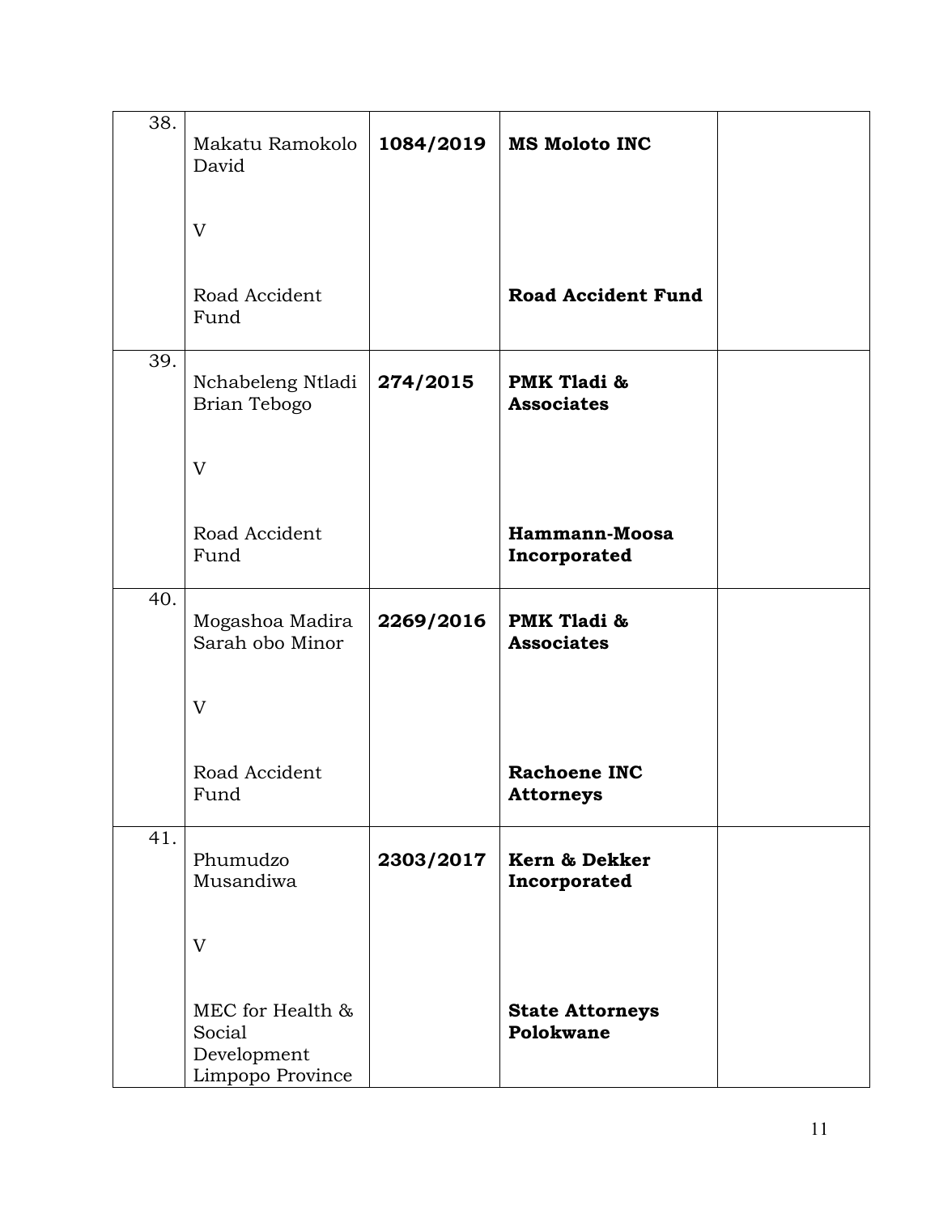| | | | | |
|---|---|---|---|---|
| 38. | Makatu Ramokolo David<br><br>V<br><br>Road Accident Fund | **1084/2019** | **MS Moloto INC**<br><br><br><br>**Road Accident Fund** | |
| 39. | Nchabeleng Ntladi Brian Tebogo<br><br>V<br><br>Road Accident Fund | **274/2015** | **PMK Tladi & Associates**<br><br><br><br>**Hammann-Moosa Incorporated** | |
| 40. | Mogashoa Madira Sarah obo Minor<br><br>V<br><br>Road Accident Fund | **2269/2016** | **PMK Tladi & Associates**<br><br><br><br>**Rachoene INC Attorneys** | |
| 41. | Phumudzo Musandiwa<br><br>V<br><br>MEC for Health & Social Development Limpopo Province | **2303/2017** | **Kern & Dekker Incorporated**<br><br><br><br>**State Attorneys Polokwane** | |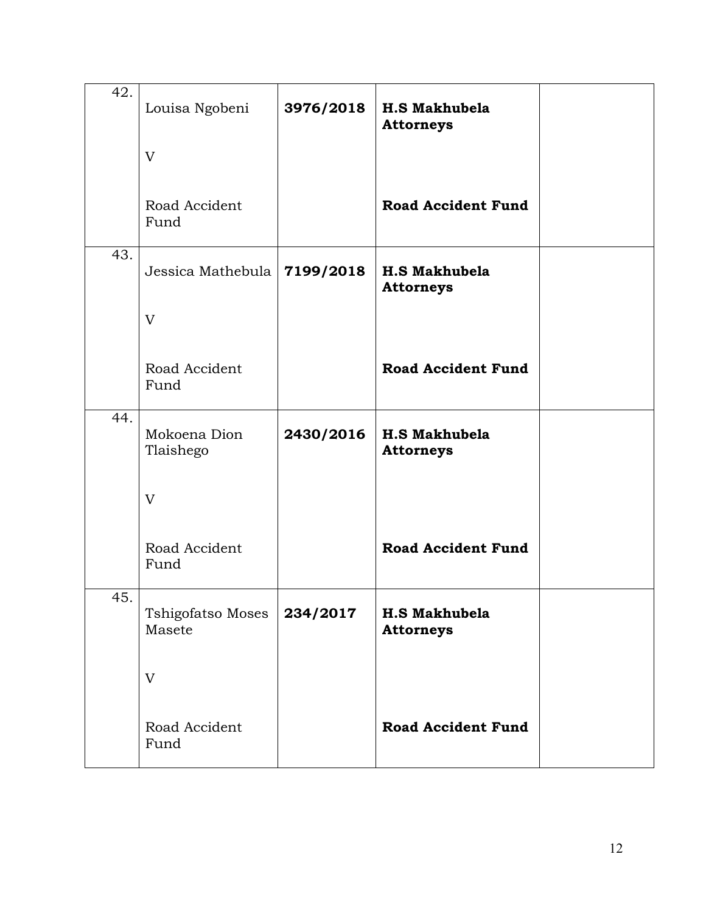| | | | | |
|---|---|---|---|---|
| 42. | Louisa Ngobeni<br><br>V<br><br>Road Accident Fund | **3976/2018** | **H.S Makhubela Attorneys**<br><br><br><br>**Road Accident Fund** | |
| 43. | Jessica Mathebula<br><br>V<br><br>Road Accident Fund | **7199/2018** | **H.S Makhubela Attorneys**<br><br><br><br>**Road Accident Fund** | |
| 44. | Mokoena Dion Tlaishego<br><br>V<br><br>Road Accident Fund | **2430/2016** | **H.S Makhubela Attorneys**<br><br><br><br>**Road Accident Fund** | |
| 45. | Tshigofatso Moses Masete<br><br>V<br><br>Road Accident Fund | **234/2017** | **H.S Makhubela Attorneys**<br><br><br><br>**Road Accident Fund** | |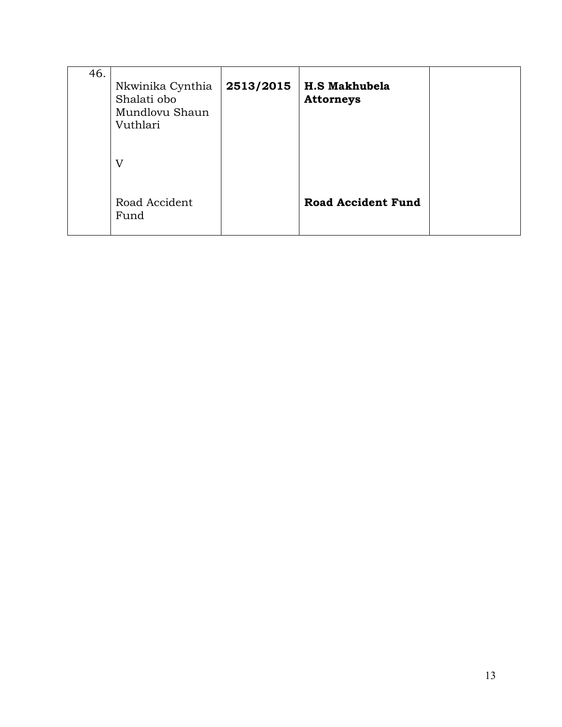| | | | | |
|---|---|---|---|---|
| 46. | Nkwinika Cynthia Shalati obo Mundlovu Shaun Vuthlari<br><br>V<br><br>Road Accident Fund | **2513/2015** | **H.S Makhubela Attorneys**<br><br><br><br>**Road Accident Fund** | |